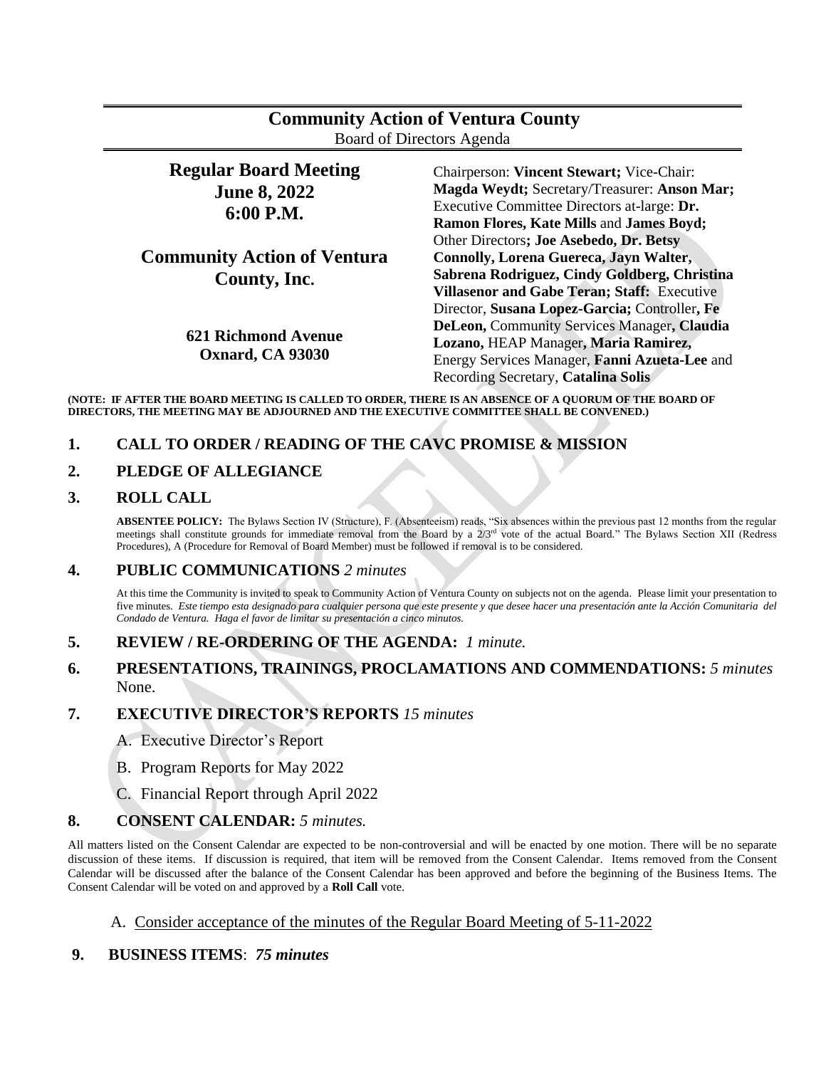# Community Action of Ventura County

Board of Directors Agenda

## Regular Board Meeting
## June 8, 2022
## 6:00 P.M.

## Community Action of Ventura County, Inc.

**621 Richmond Avenue**
**Oxnard, CA 93030**

Chairperson: **Vincent Stewart;** Vice-Chair: **Magda Weydt;** Secretary/Treasurer: **Anson Mar;** Executive Committee Directors at-large: **Dr. Ramon Flores, Kate Mills** and **James Boyd;** Other Directors**; Joe Asebedo, Dr. Betsy Connolly, Lorena Guereca, Jayn Walter, Sabrena Rodriguez, Cindy Goldberg, Christina Villasenor and Gabe Teran; Staff:** Executive Director, **Susana Lopez-Garcia;** Controller**, Fe DeLeon,** Community Services Manager**, Claudia Lozano,** HEAP Manager**, Maria Ramirez,** Energy Services Manager, **Fanni Azueta-Lee** and Recording Secretary, **Catalina Solis**

**(NOTE: IF AFTER THE BOARD MEETING IS CALLED TO ORDER, THERE IS AN ABSENCE OF A QUORUM OF THE BOARD OF DIRECTORS, THE MEETING MAY BE ADJOURNED AND THE EXECUTIVE COMMITTEE SHALL BE CONVENED.)**

## 1. CALL TO ORDER / READING OF THE CAVC PROMISE & MISSION

## 2. PLEDGE OF ALLEGIANCE

## 3. ROLL CALL

**ABSENTEE POLICY:** The Bylaws Section IV (Structure), F. (Absenteeism) reads, "Six absences within the previous past 12 months from the regular meetings shall constitute grounds for immediate removal from the Board by a 2/3rd vote of the actual Board." The Bylaws Section XII (Redress Procedures), A (Procedure for Removal of Board Member) must be followed if removal is to be considered.

## 4. PUBLIC COMMUNICATIONS *2 minutes*

At this time the Community is invited to speak to Community Action of Ventura County on subjects not on the agenda. Please limit your presentation to five minutes. *Este tiempo esta designado para cualquier persona que este presente y que desee hacer una presentación ante la Acción Comunitaria del Condado de Ventura. Haga el favor de limitar su presentación a cinco minutos.*

## 5. REVIEW / RE-ORDERING OF THE AGENDA: *1 minute.*

## 6. PRESENTATIONS, TRAININGS, PROCLAMATIONS AND COMMENDATIONS: *5 minutes*

None.

## 7. EXECUTIVE DIRECTOR'S REPORTS *15 minutes*

A. Executive Director's Report

B. Program Reports for May 2022

C. Financial Report through April 2022

## 8. CONSENT CALENDAR: *5 minutes.*

All matters listed on the Consent Calendar are expected to be non-controversial and will be enacted by one motion. There will be no separate discussion of these items. If discussion is required, that item will be removed from the Consent Calendar. Items removed from the Consent Calendar will be discussed after the balance of the Consent Calendar has been approved and before the beginning of the Business Items. The Consent Calendar will be voted on and approved by a **Roll Call** vote.

A. Consider acceptance of the minutes of the Regular Board Meeting of 5-11-2022

## 9. BUSINESS ITEMS: *75 minutes*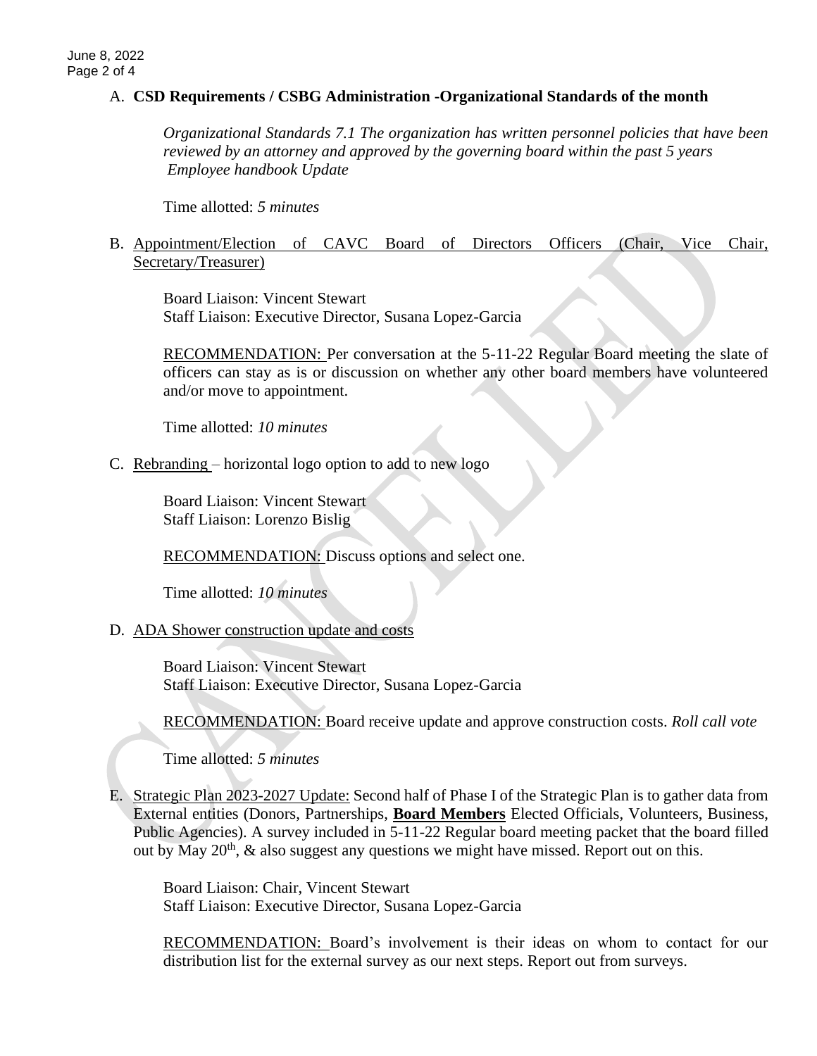A. **CSD Requirements / CSBG Administration -Organizational Standards of the month**

*Organizational Standards 7.1 The organization has written personnel policies that have been reviewed by an attorney and approved by the governing board within the past 5 years Employee handbook Update*

Time allotted: *5 minutes*

B. Appointment/Election of CAVC Board of Directors Officers (Chair, Vice Chair, Secretary/Treasurer)

Board Liaison: Vincent Stewart
Staff Liaison: Executive Director, Susana Lopez-Garcia

RECOMMENDATION: Per conversation at the 5-11-22 Regular Board meeting the slate of officers can stay as is or discussion on whether any other board members have volunteered and/or move to appointment.

Time allotted: *10 minutes*

C. Rebranding – horizontal logo option to add to new logo

Board Liaison: Vincent Stewart
Staff Liaison: Lorenzo Bislig

RECOMMENDATION: Discuss options and select one.

Time allotted: *10 minutes*

D. ADA Shower construction update and costs

Board Liaison: Vincent Stewart
Staff Liaison: Executive Director, Susana Lopez-Garcia

RECOMMENDATION: Board receive update and approve construction costs. *Roll call vote*

Time allotted: *5 minutes*

E. Strategic Plan 2023-2027 Update: Second half of Phase I of the Strategic Plan is to gather data from External entities (Donors, Partnerships, **Board Members** Elected Officials, Volunteers, Business, Public Agencies). A survey included in 5-11-22 Regular board meeting packet that the board filled out by May 20th, & also suggest any questions we might have missed. Report out on this.

Board Liaison: Chair, Vincent Stewart
Staff Liaison: Executive Director, Susana Lopez-Garcia

RECOMMENDATION: Board's involvement is their ideas on whom to contact for our distribution list for the external survey as our next steps. Report out from surveys.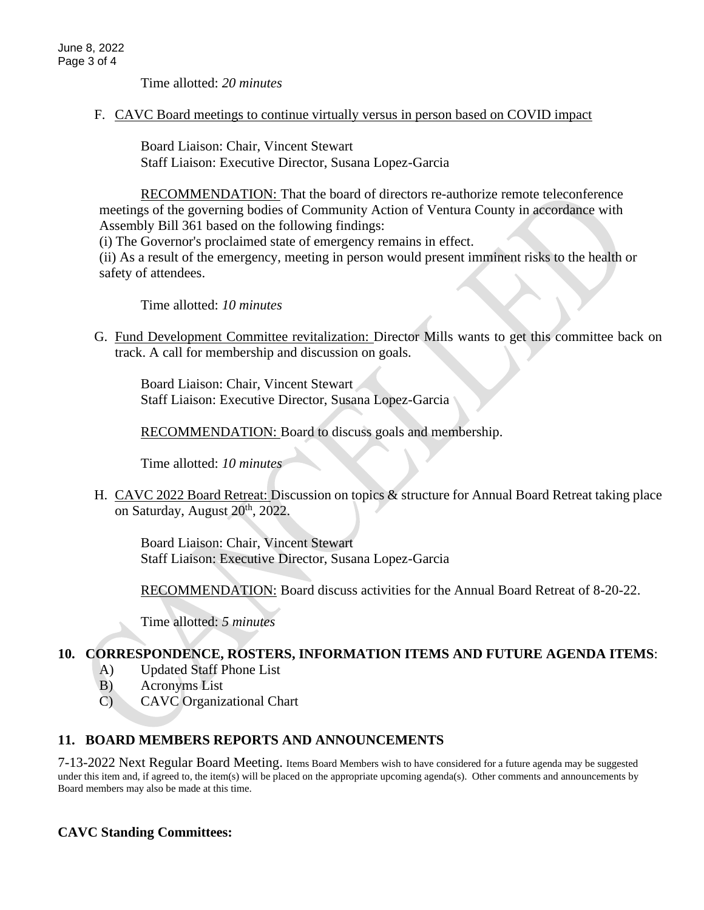Time allotted: *20 minutes*

F. CAVC Board meetings to continue virtually versus in person based on COVID impact

Board Liaison: Chair, Vincent Stewart
Staff Liaison: Executive Director, Susana Lopez-Garcia

RECOMMENDATION: That the board of directors re-authorize remote teleconference meetings of the governing bodies of Community Action of Ventura County in accordance with Assembly Bill 361 based on the following findings:
(i) The Governor's proclaimed state of emergency remains in effect.
(ii) As a result of the emergency, meeting in person would present imminent risks to the health or safety of attendees.

Time allotted: *10 minutes*

G. Fund Development Committee revitalization: Director Mills wants to get this committee back on track. A call for membership and discussion on goals.

Board Liaison: Chair, Vincent Stewart
Staff Liaison: Executive Director, Susana Lopez-Garcia

RECOMMENDATION: Board to discuss goals and membership.

Time allotted: *10 minutes*

H. CAVC 2022 Board Retreat: Discussion on topics & structure for Annual Board Retreat taking place on Saturday, August 20th, 2022.

Board Liaison: Chair, Vincent Stewart
Staff Liaison: Executive Director, Susana Lopez-Garcia

RECOMMENDATION: Board discuss activities for the Annual Board Retreat of 8-20-22.

Time allotted: *5 minutes*

**10. CORRESPONDENCE, ROSTERS, INFORMATION ITEMS AND FUTURE AGENDA ITEMS**:

A) Updated Staff Phone List
B) Acronyms List
C) CAVC Organizational Chart

**11. BOARD MEMBERS REPORTS AND ANNOUNCEMENTS**

7-13-2022 Next Regular Board Meeting. Items Board Members wish to have considered for a future agenda may be suggested under this item and, if agreed to, the item(s) will be placed on the appropriate upcoming agenda(s). Other comments and announcements by Board members may also be made at this time.

**CAVC Standing Committees:**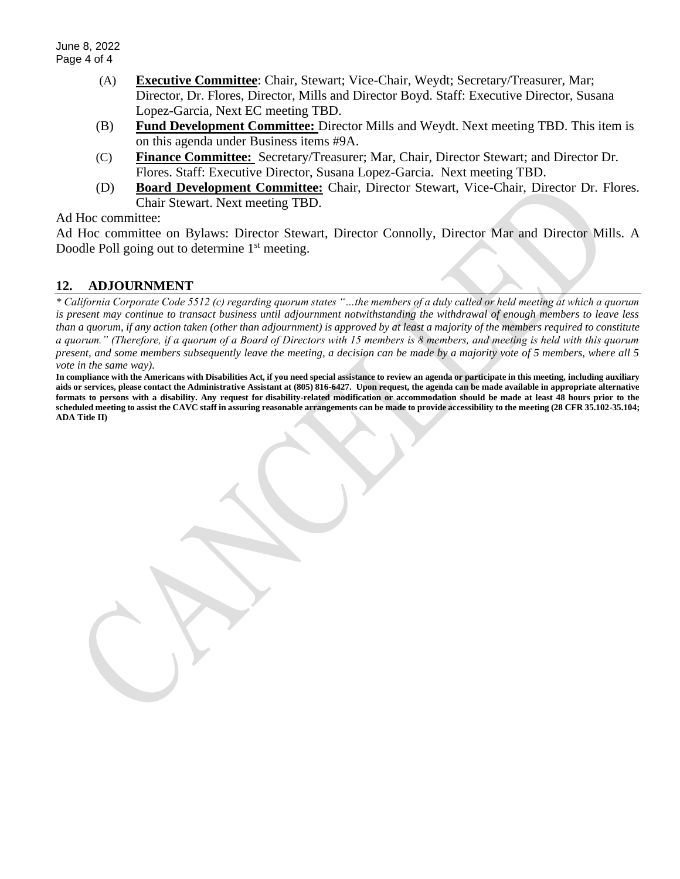(A) **Executive Committee**: Chair, Stewart; Vice-Chair, Weydt; Secretary/Treasurer, Mar; Director, Dr. Flores, Director, Mills and Director Boyd. Staff: Executive Director, Susana Lopez-Garcia, Next EC meeting TBD.

(B) **Fund Development Committee:** Director Mills and Weydt. Next meeting TBD. This item is on this agenda under Business items #9A.

(C) **Finance Committee:** Secretary/Treasurer; Mar, Chair, Director Stewart; and Director Dr. Flores. Staff: Executive Director, Susana Lopez-Garcia. Next meeting TBD.

(D) **Board Development Committee:** Chair, Director Stewart, Vice-Chair, Director Dr. Flores. Chair Stewart. Next meeting TBD.

Ad Hoc committee:

Ad Hoc committee on Bylaws: Director Stewart, Director Connolly, Director Mar and Director Mills. A Doodle Poll going out to determine 1st meeting.

## 12. ADJOURNMENT

*\* California Corporate Code 5512 (c) regarding quorum states "…the members of a duly called or held meeting at which a quorum is present may continue to transact business until adjournment notwithstanding the withdrawal of enough members to leave less than a quorum, if any action taken (other than adjournment) is approved by at least a majority of the members required to constitute a quorum." (Therefore, if a quorum of a Board of Directors with 15 members is 8 members, and meeting is held with this quorum present, and some members subsequently leave the meeting, a decision can be made by a majority vote of 5 members, where all 5 vote in the same way).*

**In compliance with the Americans with Disabilities Act, if you need special assistance to review an agenda or participate in this meeting, including auxiliary aids or services, please contact the Administrative Assistant at (805) 816-6427. Upon request, the agenda can be made available in appropriate alternative formats to persons with a disability. Any request for disability-related modification or accommodation should be made at least 48 hours prior to the scheduled meeting to assist the CAVC staff in assuring reasonable arrangements can be made to provide accessibility to the meeting (28 CFR 35.102-35.104; ADA Title II)**

CANCELLED